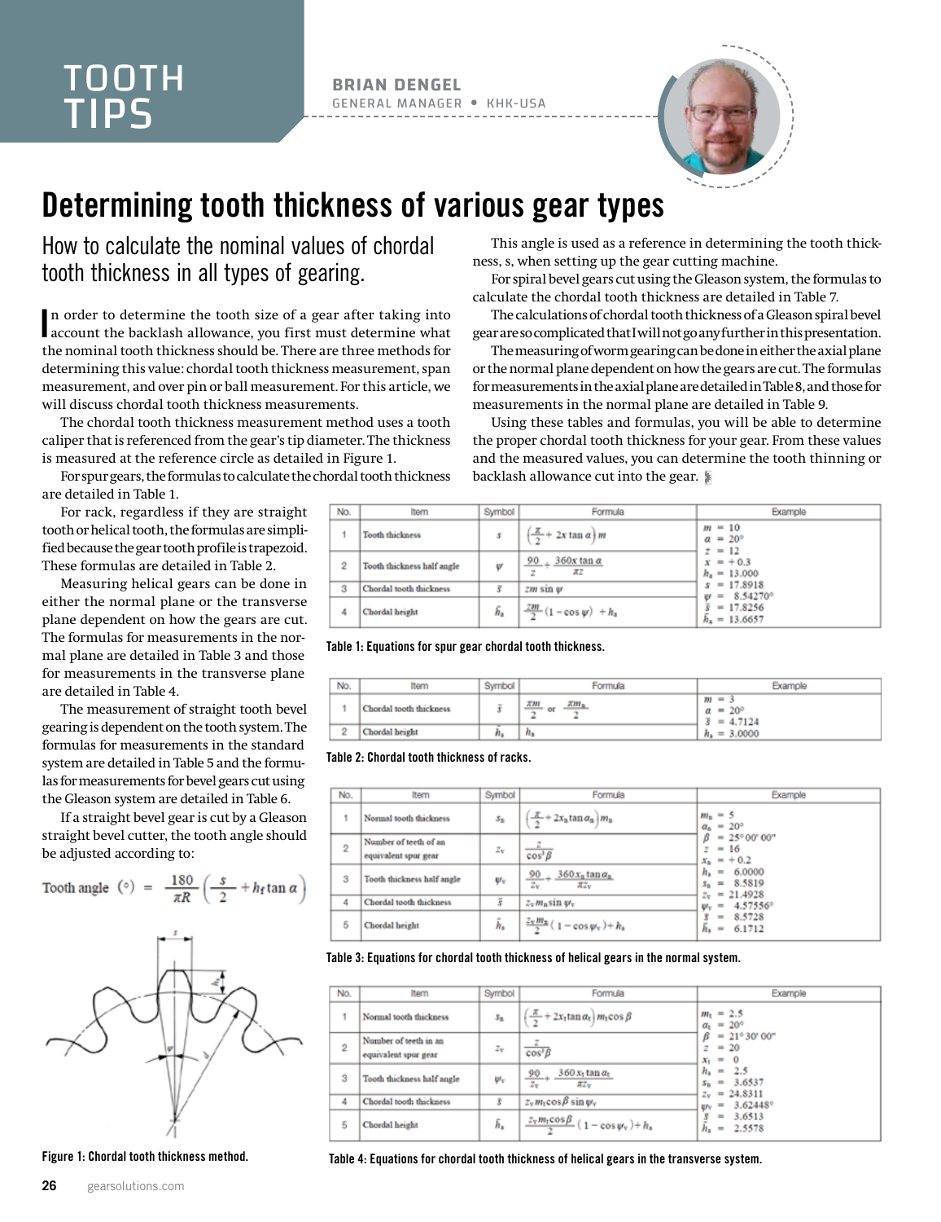# TOOTH TIPS

**BRIAN DENGEL**
GENERAL MANAGER • KHK-USA

## Determining tooth thickness of various gear types

### How to calculate the nominal values of chordal tooth thickness in all types of gearing.

In order to determine the tooth size of a gear after taking into account the backlash allowance, you first must determine what the nominal tooth thickness should be. There are three methods for determining this value: chordal tooth thickness measurement, span measurement, and over pin or ball measurement. For this article, we will discuss chordal tooth thickness measurements.

The chordal tooth thickness measurement method uses a tooth caliper that is referenced from the gear's tip diameter. The thickness is measured at the reference circle as detailed in Figure 1.

For spur gears, the formulas to calculate the chordal tooth thickness are detailed in Table 1.

For rack, regardless if they are straight tooth or helical tooth, the formulas are simplified because the gear tooth profile is trapezoid. These formulas are detailed in Table 2.

Measuring helical gears can be done in either the normal plane or the transverse plane dependent on how the gears are cut. The formulas for measurements in the normal plane are detailed in Table 3 and those for measurements in the transverse plane are detailed in Table 4.

The measurement of straight tooth bevel gearing is dependent on the tooth system. The formulas for measurements in the standard system are detailed in Table 5 and the formulas for measurements for bevel gears cut using the Gleason system are detailed in Table 6.

If a straight bevel gear is cut by a Gleason straight bevel cutter, the tooth angle should be adjusted according to:

$$\text{Tooth angle } (^\circ) = \frac{180}{\pi R}\left(\frac{s}{2} + h_f \tan\alpha\right)$$

Figure 1: Chordal tooth thickness method.

This angle is used as a reference in determining the tooth thickness, s, when setting up the gear cutting machine.

For spiral bevel gears cut using the Gleason system, the formulas to calculate the chordal tooth thickness are detailed in Table 7.

The calculations of chordal tooth thickness of a Gleason spiral bevel gear are so complicated that I will not go any further in this presentation.

The measuring of worm gearing can be done in either the axial plane or the normal plane dependent on how the gears are cut. The formulas for measurements in the axial plane are detailed in Table 8, and those for measurements in the normal plane are detailed in Table 9.

Using these tables and formulas, you will be able to determine the proper chordal tooth thickness for your gear. From these values and the measured values, you can determine the tooth thinning or backlash allowance cut into the gear.

| No. | Item | Symbol | Formula | Example |
|---|---|---|---|---|
| 1 | Tooth thickness | $s$ | $\left(\frac{\pi}{2} + 2x\tan\alpha\right)m$ | $m = 10$<br>$\alpha = 20^\circ$<br>$z = 12$<br>$x = +0.3$<br>$h_a = 13.000$<br>$s = 17.8918$<br>$\psi = 8.54270^\circ$<br>$\bar{s} = 17.8256$<br>$\bar{h}_a = 13.6657$ |
| 2 | Tooth thickness half angle | $\psi$ | $\frac{90}{z} + \frac{360x\tan\alpha}{\pi z}$ | |
| 3 | Chordal tooth thickness | $\bar{s}$ | $zm\sin\psi$ | |
| 4 | Chordal height | $\bar{h}_a$ | $\frac{zm}{2}(1-\cos\psi) + h_a$ | |

Table 1: Equations for spur gear chordal tooth thickness.

| No. | Item | Symbol | Formula | Example |
|---|---|---|---|---|
| 1 | Chordal tooth thickness | $\bar{s}$ | $\frac{\pi m}{2}$ or $\frac{\pi m_n}{2}$ | $m = 3$<br>$\alpha = 20^\circ$<br>$\bar{s} = 4.7124$<br>$\bar{h}_a = 3.0000$ |
| 2 | Chordal height | $\bar{h}_a$ | $h_a$ | |

Table 2: Chordal tooth thickness of racks.

| No. | Item | Symbol | Formula | Example |
|---|---|---|---|---|
| 1 | Normal tooth thickness | $s_n$ | $\left(\frac{\pi}{2} + 2x_n\tan\alpha_n\right)m_n$ | $m_n = 5$<br>$\alpha_n = 20^\circ$<br>$\beta = 25^\circ 00' 00''$<br>$z = 16$<br>$x_n = +0.2$<br>$h_a = 6.0000$<br>$s_n = 8.5819$<br>$z_v = 21.4928$<br>$\psi_v = 4.57556^\circ$<br>$\bar{s} = 8.5728$<br>$\bar{h}_a = 6.1712$ |
| 2 | Number of teeth of an equivalent spur gear | $z_v$ | $\frac{z}{\cos^3\beta}$ | |
| 3 | Tooth thickness half angle | $\psi_v$ | $\frac{90}{z_v} + \frac{360x_n\tan\alpha_n}{\pi z_v}$ | |
| 4 | Chordal tooth thickness | $\bar{s}$ | $z_v m_n \sin\psi_v$ | |
| 5 | Chordal height | $\bar{h}_a$ | $\frac{z_v m_n}{2}(1-\cos\psi_v) + h_a$ | |

Table 3: Equations for chordal tooth thickness of helical gears in the normal system.

| No. | Item | Symbol | Formula | Example |
|---|---|---|---|---|
| 1 | Normal tooth thickness | $s_n$ | $\left(\frac{\pi}{2} + 2x_t\tan\alpha_t\right)m_t\cos\beta$ | $m_t = 2.5$<br>$\alpha_t = 20^\circ$<br>$\beta = 21^\circ 30' 00''$<br>$z = 20$<br>$x_t = 0$<br>$h_a = 2.5$<br>$s_n = 3.6537$<br>$z_v = 24.8311$<br>$\psi_v = 3.62448^\circ$<br>$\bar{s} = 3.6513$<br>$\bar{h}_a = 2.5578$ |
| 2 | Number of teeth in an equivalent spur gear | $z_v$ | $\frac{z}{\cos^3\beta}$ | |
| 3 | Tooth thickness half angle | $\psi_v$ | $\frac{90}{z_v} + \frac{360x_t\tan\alpha_t}{\pi z_v}$ | |
| 4 | Chordal tooth thickness | $\bar{s}$ | $z_v m_t \cos\beta \sin\psi_v$ | |
| 5 | Chordal height | $\bar{h}_a$ | $\frac{z_v m_t \cos\beta}{2}(1-\cos\psi_v) + h_a$ | |

Table 4: Equations for chordal tooth thickness of helical gears in the transverse system.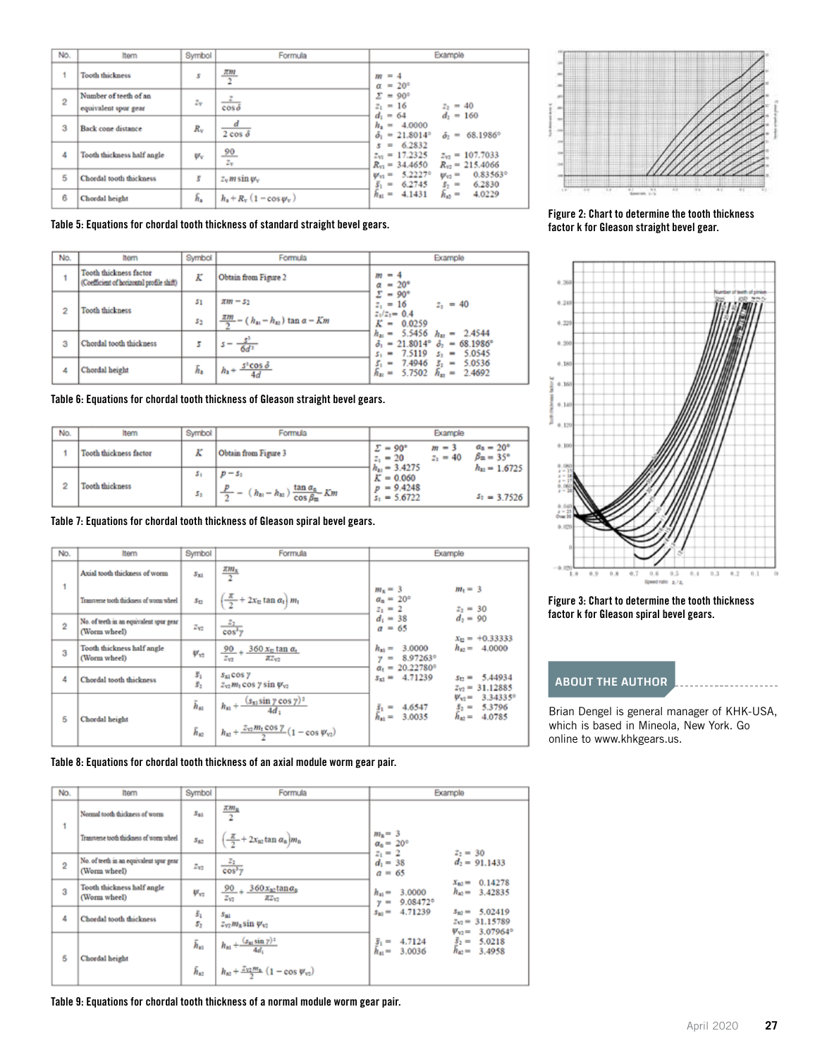| No. | Item | Symbol | Formula | Example |
|---|---|---|---|---|
| 1 | Tooth thickness | $s$ | $\frac{\pi m}{2}$ | $m = 4$<br>$\alpha = 20°$<br>$\Sigma = 90°$<br>$z_1 = 16$ &nbsp; $z_2 = 40$<br>$d_1 = 64$ &nbsp; $d_2 = 160$<br>$h_a = 4.0000$<br>$\delta_1 = 21.8014°$ &nbsp; $\delta_2 = 68.1986°$<br>$s = 6.2832$<br>$z_{v1} = 17.2325$ &nbsp; $z_{v2} = 107.7033$<br>$R_{v1} = 34.4650$ &nbsp; $R_{v2} = 215.4066$<br>$\psi_{v1} = 5.2227°$ &nbsp; $\psi_{v2} = 0.83563°$<br>$\bar{s}_1 = 6.2745$ &nbsp; $\bar{s}_2 = 6.2830$<br>$\bar{h}_{a1} = 4.1431$ &nbsp; $\bar{h}_{a2} = 4.0229$ |
| 2 | Number of teeth of an equivalent spur gear | $z_v$ | $\frac{z}{\cos\delta}$ | |
| 3 | Back cone distance | $R_v$ | $\frac{d}{2\cos\delta}$ | |
| 4 | Tooth thickness half angle | $\psi_v$ | $\frac{90}{z_v}$ | |
| 5 | Chordal tooth thickness | $\bar{s}$ | $z_v m \sin\psi_v$ | |
| 6 | Chordal height | $\bar{h}_a$ | $h_a + R_v(1-\cos\psi_v)$ | |

Table 5: Equations for chordal tooth thickness of standard straight bevel gears.

| No. | Item | Symbol | Formula | Example |
|---|---|---|---|---|
| 1 | Tooth thickness factor (Coefficient of horizontal profile shift) | $K$ | Obtain from Figure 2 | $m = 4$<br>$\alpha = 20°$<br>$\Sigma = 90°$<br>$z_1 = 16$ &nbsp; $z_2 = 40$<br>$z_1/z_2 = 0.4$<br>$K = 0.0259$<br>$h_{a1} = 5.5456$ &nbsp; $h_{a2} = 2.4544$<br>$\delta_1 = 21.8014°$ &nbsp; $\delta_2 = 68.1986°$<br>$s_1 = 7.5119$ &nbsp; $s_2 = 5.0545$<br>$\bar{s}_1 = 7.4946$ &nbsp; $\bar{s}_2 = 5.0536$<br>$\bar{h}_{a1} = 5.7502$ &nbsp; $\bar{h}_{a2} = 2.4692$ |
| 2 | Tooth thickness | $s_1$ | $\pi m - s_2$ | |
| | | $s_2$ | $\frac{\pi m}{2} - (h_{a1} - h_{a2})\tan\alpha - Km$ | |
| 3 | Chordal tooth thickness | $\bar{s}$ | $s - \frac{s^3}{6d^2}$ | |
| 4 | Chordal height | $\bar{h}_a$ | $h_a + \frac{s^2\cos\delta}{4d}$ | |

Table 6: Equations for chordal tooth thickness of Gleason straight bevel gears.

| No. | Item | Symbol | Formula | Example |
|---|---|---|---|---|
| 1 | Tooth thickness factor | $K$ | Obtain from Figure 3 | $\Sigma = 90°$ &nbsp; $m = 3$ &nbsp; $\alpha_n = 20°$<br>$z_1 = 20$ &nbsp; $z_2 = 40$ &nbsp; $\beta_m = 35°$<br>$h_{a1} = 3.4275$ &nbsp; $h_{a2} = 1.6725$<br>$K = 0.060$<br>$p = 9.4248$<br>$s_1 = 5.6722$ &nbsp; $s_2 = 3.7526$ |
| 2 | Tooth thickness | $s_1$ | $p - s_2$ | |
| | | $s_2$ | $\frac{p}{2} - (h_{a1} - h_{a2})\frac{\tan\alpha_n}{\cos\beta_m} - Km$ | |

Table 7: Equations for chordal tooth thickness of Gleason spiral bevel gears.

| No. | Item | Symbol | Formula | Example |
|---|---|---|---|---|
| 1 | Axial tooth thickness of worm | $s_{x1}$ | $\frac{\pi m_x}{2}$ | $m_x = 3$ &nbsp; $m_t = 3$<br>$\alpha_n = 20°$<br>$z_1 = 2$ &nbsp; $z_2 = 30$<br>$d_1 = 38$ &nbsp; $d_2 = 90$<br>$a = 65$<br>$x_{t2} = +0.33333$<br>$h_{a1} = 3.0000$ &nbsp; $h_{a2} = 4.0000$<br>$\gamma = 8.97263°$<br>$\alpha_t = 20.22780°$<br>$s_{x1} = 4.71239$ &nbsp; $s_{t2} = 5.44934$<br>$z_{v2} = 31.12885$<br>$\psi_{v2} = 3.34335°$<br>$\bar{s}_1 = 4.6547$ &nbsp; $\bar{s}_2 = 5.3796$<br>$\bar{h}_{a1} = 3.0035$ &nbsp; $\bar{h}_{a2} = 4.0785$ |
| | Transverse tooth thickness of worm wheel | $s_{t2}$ | $\left(\frac{\pi}{2} + 2x_{t2}\tan\alpha_t\right)m_t$ | |
| 2 | No. of teeth in an equivalent spur gear (Worm wheel) | $z_{v2}$ | $\frac{z_2}{\cos^3\gamma}$ | |
| 3 | Tooth thickness half angle (Worm wheel) | $\psi_{v2}$ | $\frac{90}{z_{v2}} + \frac{360\,x_{t2}\tan\alpha_t}{\pi z_{v2}}$ | |
| 4 | Chordal tooth thickness | $\bar{s}_1$ | $s_{x1}\cos\gamma$ | |
| | | $\bar{s}_2$ | $z_{v2} m_t \cos\gamma \sin\psi_{v2}$ | |
| 5 | Chordal height | $\bar{h}_{a1}$ | $h_{a1} + \frac{(s_{x1}\sin\gamma\cos\gamma)^2}{4d_1}$ | |
| | | $\bar{h}_{a2}$ | $h_{a2} + \frac{z_{v2} m_t \cos\gamma}{2}(1-\cos\psi_{v2})$ | |

Table 8: Equations for chordal tooth thickness of an axial module worm gear pair.

| No. | Item | Symbol | Formula | Example |
|---|---|---|---|---|
| 1 | Normal tooth thickness of worm | $s_{n1}$ | $\frac{\pi m_n}{2}$ | $m_n = 3$<br>$\alpha_n = 20°$<br>$z_1 = 2$ &nbsp; $z_2 = 30$<br>$d_1 = 38$ &nbsp; $d_2 = 91.1433$<br>$a = 65$<br>$x_{n2} = 0.14278$<br>$h_{a1} = 3.0000$ &nbsp; $h_{a2} = 3.42835$<br>$\gamma = 9.08472°$<br>$s_{n1} = 4.71239$ &nbsp; $s_{n2} = 5.02419$<br>$z_{v2} = 31.15789$<br>$\psi_{v2} = 3.07964°$<br>$\bar{s}_1 = 4.7124$ &nbsp; $\bar{s}_2 = 5.0218$<br>$\bar{h}_{a1} = 3.0036$ &nbsp; $\bar{h}_{a2} = 3.4958$ |
| | Transverse tooth thickness of worm wheel | $s_{n2}$ | $\left(\frac{\pi}{2} + 2x_{n2}\tan\alpha_n\right)m_n$ | |
| 2 | No. of teeth in an equivalent spur gear (Worm wheel) | $z_{v2}$ | $\frac{z_2}{\cos^3\gamma}$ | |
| 3 | Tooth thickness half angle (Worm wheel) | $\psi_{v2}$ | $\frac{90}{z_{v2}} + \frac{360\,x_{n2}\tan\alpha_n}{\pi z_{v2}}$ | |
| 4 | Chordal tooth thickness | $\bar{s}_1$ | $s_{n1}$ | |
| | | $\bar{s}_2$ | $z_{v2} m_n \sin\psi_{v2}$ | |
| 5 | Chordal height | $\bar{h}_{a1}$ | $h_{a1} + \frac{(s_{n1}\sin\gamma)^2}{4d_1}$ | |
| | | $\bar{h}_{a2}$ | $h_{a2} + \frac{z_{v2} m_n}{2}(1-\cos\psi_{v2})$ | |

Table 9: Equations for chordal tooth thickness of a normal module worm gear pair.

Figure 2: Chart to determine the tooth thickness factor k for Gleason straight bevel gear.

Figure 3: Chart to determine the tooth thickness factor k for Gleason spiral bevel gears.

## ABOUT THE AUTHOR

Brian Dengel is general manager of KHK-USA, which is based in Mineola, New York. Go online to www.khkgears.us.